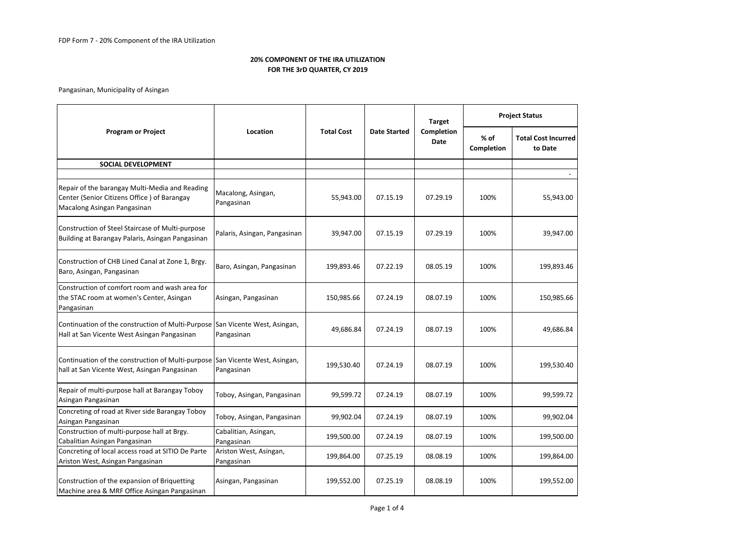FDP Form 7 - 20% Component of the IRA Utilization

**20% COMPONENT OF THE IRA UTILIZATION**
**FOR THE 3rD QUARTER, CY 2019**

Pangasinan, Municipality of Asingan

| Program or Project | Location | Total Cost | Date Started | Target Completion Date | Project Status | |
|---|---|---|---|---|---|---|
| | | | | | % of Completion | Total Cost Incurred to Date |
| **SOCIAL DEVELOPMENT** | | | | | | |
| | | | | | | - |
| Repair of the barangay Multi-Media and Reading Center (Senior Citizens Office ) of Barangay Macalong Asingan Pangasinan | Macalong, Asingan, Pangasinan | 55,943.00 | 07.15.19 | 07.29.19 | 100% | 55,943.00 |
| Construction of Steel Staircase of Multi-purpose Building at Barangay Palaris, Asingan Pangasinan | Palaris, Asingan, Pangasinan | 39,947.00 | 07.15.19 | 07.29.19 | 100% | 39,947.00 |
| Construction of CHB Lined Canal at Zone 1, Brgy. Baro, Asingan, Pangasinan | Baro, Asingan, Pangasinan | 199,893.46 | 07.22.19 | 08.05.19 | 100% | 199,893.46 |
| Construction of comfort room and wash area for the STAC room at women's Center, Asingan Pangasinan | Asingan, Pangasinan | 150,985.66 | 07.24.19 | 08.07.19 | 100% | 150,985.66 |
| Continuation of the construction of Multi-Purpose Hall at San Vicente West Asingan Pangasinan | San Vicente West, Asingan, Pangasinan | 49,686.84 | 07.24.19 | 08.07.19 | 100% | 49,686.84 |
| Continuation of the construction of Multi-purpose hall at San Vicente West, Asingan Pangasinan | San Vicente West, Asingan, Pangasinan | 199,530.40 | 07.24.19 | 08.07.19 | 100% | 199,530.40 |
| Repair of multi-purpose hall at Barangay Toboy Asingan Pangasinan | Toboy, Asingan, Pangasinan | 99,599.72 | 07.24.19 | 08.07.19 | 100% | 99,599.72 |
| Concreting of road at River side Barangay Toboy Asingan Pangasinan | Toboy, Asingan, Pangasinan | 99,902.04 | 07.24.19 | 08.07.19 | 100% | 99,902.04 |
| Construction of multi-purpose hall at Brgy. Cabalitian Asingan Pangasinan | Cabalitian, Asingan, Pangasinan | 199,500.00 | 07.24.19 | 08.07.19 | 100% | 199,500.00 |
| Concreting of local access road at SITIO De Parte Ariston West, Asingan Pangasinan | Ariston West, Asingan, Pangasinan | 199,864.00 | 07.25.19 | 08.08.19 | 100% | 199,864.00 |
| Construction of the expansion of Briquetting Machine area & MRF Office Asingan Pangasinan | Asingan, Pangasinan | 199,552.00 | 07.25.19 | 08.08.19 | 100% | 199,552.00 |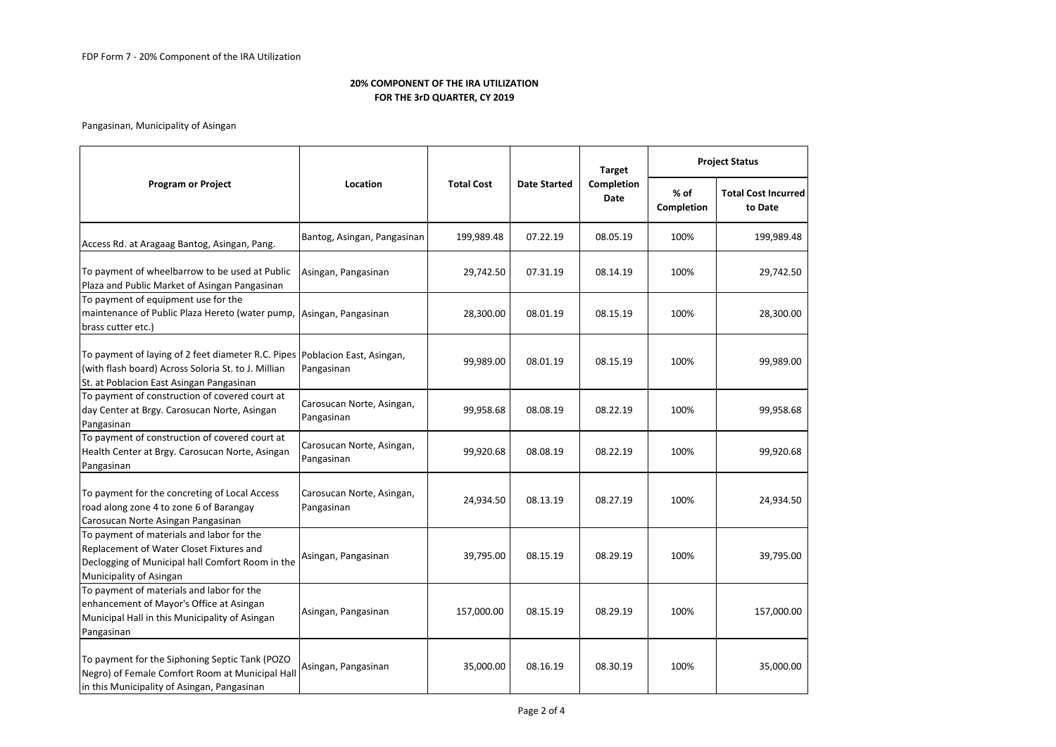FDP Form 7 - 20% Component of the IRA Utilization

**20% COMPONENT OF THE IRA UTILIZATION**
**FOR THE 3rD QUARTER, CY 2019**

Pangasinan, Municipality of Asingan

| Program or Project | Location | Total Cost | Date Started | Target Completion Date | Project Status | |
|---|---|---|---|---|---|---|
| | | | | | % of Completion | Total Cost Incurred to Date |
| Access Rd. at Aragaag Bantog, Asingan, Pang. | Bantog, Asingan, Pangasinan | 199,989.48 | 07.22.19 | 08.05.19 | 100% | 199,989.48 |
| To payment of wheelbarrow to be used at Public Plaza and Public Market of Asingan Pangasinan | Asingan, Pangasinan | 29,742.50 | 07.31.19 | 08.14.19 | 100% | 29,742.50 |
| To payment of equipment use for the maintenance of Public Plaza Hereto (water pump, brass cutter etc.) | Asingan, Pangasinan | 28,300.00 | 08.01.19 | 08.15.19 | 100% | 28,300.00 |
| To payment of laying of 2 feet diameter R.C. Pipes (with flash board) Across Soloria St. to J. Millian St. at Poblacion East Asingan Pangasinan | Poblacion East, Asingan, Pangasinan | 99,989.00 | 08.01.19 | 08.15.19 | 100% | 99,989.00 |
| To payment of construction of covered court at day Center at Brgy. Carosucan Norte, Asingan Pangasinan | Carosucan Norte, Asingan, Pangasinan | 99,958.68 | 08.08.19 | 08.22.19 | 100% | 99,958.68 |
| To payment of construction of covered court at Health Center at Brgy. Carosucan Norte, Asingan Pangasinan | Carosucan Norte, Asingan, Pangasinan | 99,920.68 | 08.08.19 | 08.22.19 | 100% | 99,920.68 |
| To payment for the concreting of Local Access road along zone 4 to zone 6 of Barangay Carosucan Norte Asingan Pangasinan | Carosucan Norte, Asingan, Pangasinan | 24,934.50 | 08.13.19 | 08.27.19 | 100% | 24,934.50 |
| To payment of materials and labor for the Replacement of Water Closet Fixtures and Declogging of Municipal hall Comfort Room in the Municipality of Asingan | Asingan, Pangasinan | 39,795.00 | 08.15.19 | 08.29.19 | 100% | 39,795.00 |
| To payment of materials and labor for the enhancement of Mayor's Office at Asingan Municipal Hall in this Municipality of Asingan Pangasinan | Asingan, Pangasinan | 157,000.00 | 08.15.19 | 08.29.19 | 100% | 157,000.00 |
| To payment for the Siphoning Septic Tank (POZO Negro) of Female Comfort Room at Municipal Hall in this Municipality of Asingan, Pangasinan | Asingan, Pangasinan | 35,000.00 | 08.16.19 | 08.30.19 | 100% | 35,000.00 |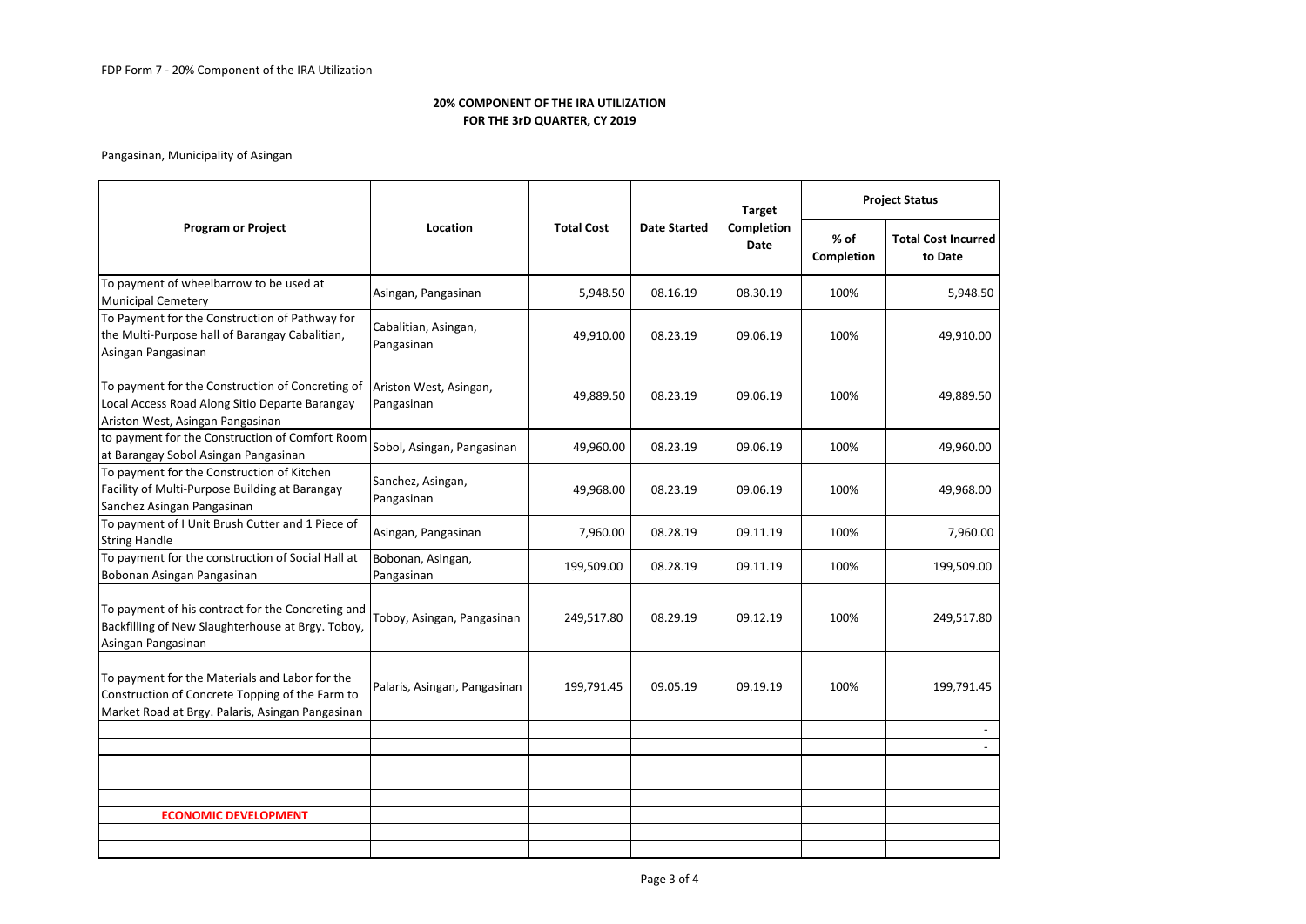FDP Form 7 - 20% Component of the IRA Utilization

**20% COMPONENT OF THE IRA UTILIZATION**
**FOR THE 3rD QUARTER, CY 2019**

Pangasinan, Municipality of Asingan

| Program or Project | Location | Total Cost | Date Started | Target Completion Date | Project Status | |
|---|---|---|---|---|---|---|
| | | | | | % of Completion | Total Cost Incurred to Date |
| To payment of wheelbarrow to be used at Municipal Cemetery | Asingan, Pangasinan | 5,948.50 | 08.16.19 | 08.30.19 | 100% | 5,948.50 |
| To Payment for the Construction of Pathway for the Multi-Purpose hall of Barangay Cabalitian, Asingan Pangasinan | Cabalitian, Asingan, Pangasinan | 49,910.00 | 08.23.19 | 09.06.19 | 100% | 49,910.00 |
| To payment for the Construction of Concreting of Local Access Road Along Sitio Departe Barangay Ariston West, Asingan Pangasinan | Ariston West, Asingan, Pangasinan | 49,889.50 | 08.23.19 | 09.06.19 | 100% | 49,889.50 |
| to payment for the Construction of Comfort Room at Barangay Sobol Asingan Pangasinan | Sobol, Asingan, Pangasinan | 49,960.00 | 08.23.19 | 09.06.19 | 100% | 49,960.00 |
| To payment for the Construction of Kitchen Facility of Multi-Purpose Building at Barangay Sanchez Asingan Pangasinan | Sanchez, Asingan, Pangasinan | 49,968.00 | 08.23.19 | 09.06.19 | 100% | 49,968.00 |
| To payment of I Unit Brush Cutter and 1 Piece of String Handle | Asingan, Pangasinan | 7,960.00 | 08.28.19 | 09.11.19 | 100% | 7,960.00 |
| To payment for the construction of Social Hall at Bobonan Asingan Pangasinan | Bobonan, Asingan, Pangasinan | 199,509.00 | 08.28.19 | 09.11.19 | 100% | 199,509.00 |
| To payment of his contract for the Concreting and Backfilling of New Slaughterhouse at Brgy. Toboy, Asingan Pangasinan | Toboy, Asingan, Pangasinan | 249,517.80 | 08.29.19 | 09.12.19 | 100% | 249,517.80 |
| To payment for the Materials and Labor for the Construction of Concrete Topping of the Farm to Market Road at Brgy. Palaris, Asingan Pangasinan | Palaris, Asingan, Pangasinan | 199,791.45 | 09.05.19 | 09.19.19 | 100% | 199,791.45 |
| | | | | | | - |
| | | | | | | - |
| | | | | | | |
| | | | | | | |
| | | | | | | |
| **ECONOMIC DEVELOPMENT** | | | | | | |
| | | | | | | |
| | | | | | | |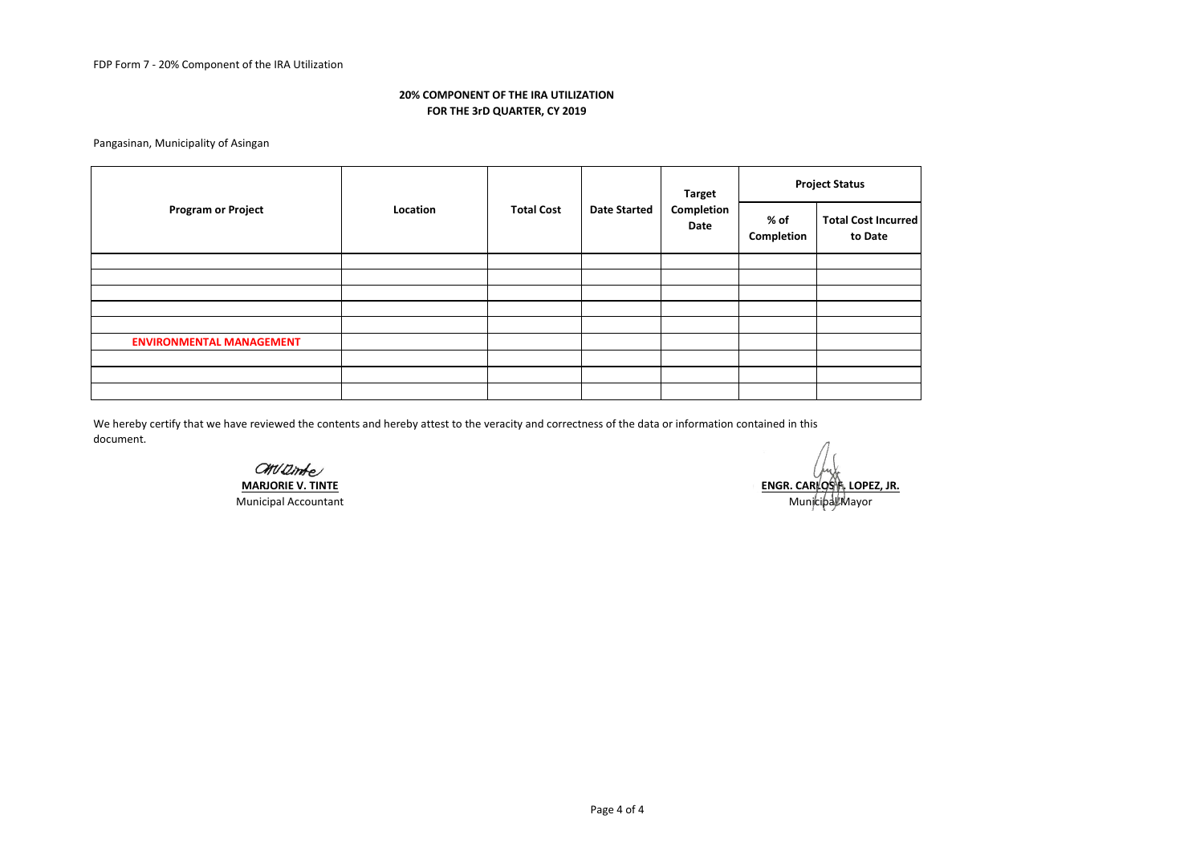FDP Form 7 - 20% Component of the IRA Utilization

**20% COMPONENT OF THE IRA UTILIZATION**
**FOR THE 3rD QUARTER, CY 2019**

Pangasinan, Municipality of Asingan

| Program or Project | Location | Total Cost | Date Started | Target Completion Date | Project Status | |
|---|---|---|---|---|---|---|
| | | | | | % of Completion | Total Cost Incurred to Date |
| | | | | | | |
| | | | | | | |
| | | | | | | |
| | | | | | | |
| | | | | | | |
| **ENVIRONMENTAL MANAGEMENT** | | | | | | |
| | | | | | | |
| | | | | | | |
| | | | | | | |

We hereby certify that we have reviewed the contents and hereby attest to the veracity and correctness of the data or information contained in this document.

**MARJORIE V. TINTE**
Municipal Accountant

**ENGR. CARLOS F. LOPEZ, JR.**
Municipal Mayor